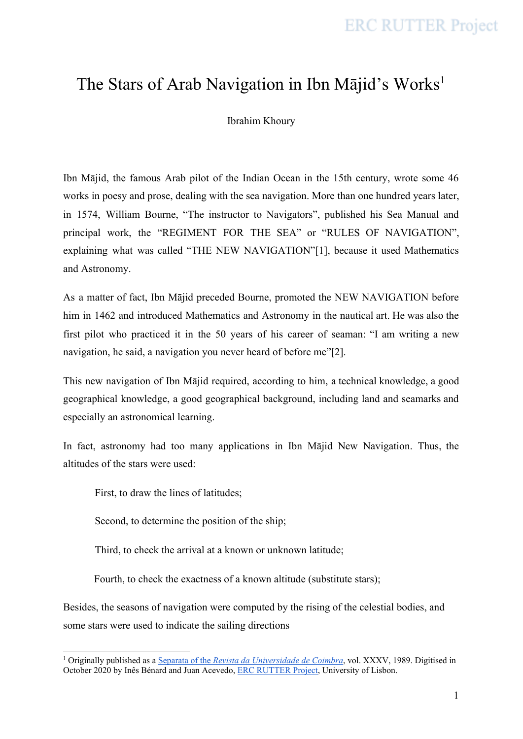# The Stars of Arab Navigation in Ibn Mājid's Works[1]

Ibrahim Khoury

Ibn Mājid, the famous Arab pilot of the Indian Ocean in the 15th century, wrote some 46 works in poesy and prose, dealing with the sea navigation. More than one hundred years later, in 1574, William Bourne, "The instructor to Navigators", published his Sea Manual and principal work, the "REGIMENT FOR THE SEA" or "RULES OF NAVIGATION", explaining what was called "THE NEW NAVIGATION"[1], because it used Mathematics and Astronomy.

As a matter of fact, Ibn Mājid preceded Bourne, promoted the NEW NAVIGATION before him in 1462 and introduced Mathematics and Astronomy in the nautical art. He was also the first pilot who practiced it in the 50 years of his career of seaman: "I am writing a new navigation, he said, a navigation you never heard of before me"[2].

This new navigation of Ibn Mājid required, according to him, a technical knowledge, a good geographical knowledge, a good geographical background, including land and seamarks and especially an astronomical learning.

In fact, astronomy had too many applications in Ibn Mājid New Navigation. Thus, the altitudes of the stars were used:

First, to draw the lines of latitudes;

Second, to determine the position of the ship;

Third, to check the arrival at a known or unknown latitude;

Fourth, to check the exactness of a known altitude (substitute stars);

Besides, the seasons of navigation were computed by the rising of the celestial bodies, and some stars were used to indicate the sailing directions

---

[1] Originally published as a Separata of the *Revista da Universidade de Coimbra*, vol. XXXV, 1989. Digitised in October 2020 by Inês Bénard and Juan Acevedo, ERC RUTTER Project, University of Lisbon.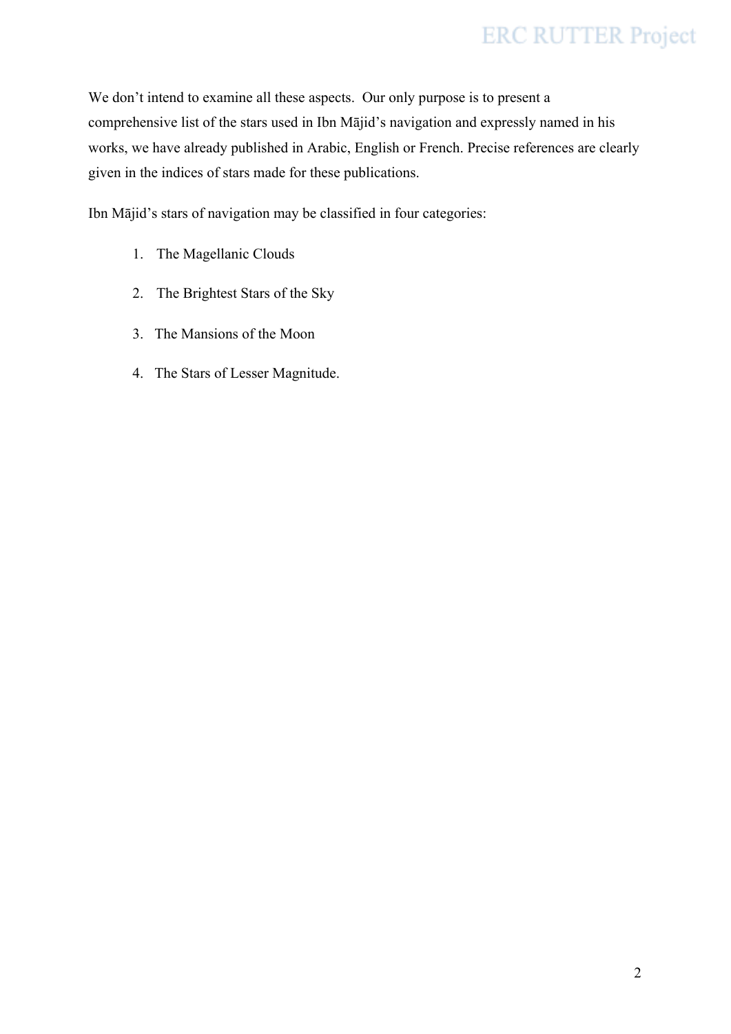We don't intend to examine all these aspects. Our only purpose is to present a comprehensive list of the stars used in Ibn Mājid's navigation and expressly named in his works, we have already published in Arabic, English or French. Precise references are clearly given in the indices of stars made for these publications.

Ibn Mājid's stars of navigation may be classified in four categories:

1. The Magellanic Clouds
2. The Brightest Stars of the Sky
3. The Mansions of the Moon
4. The Stars of Lesser Magnitude.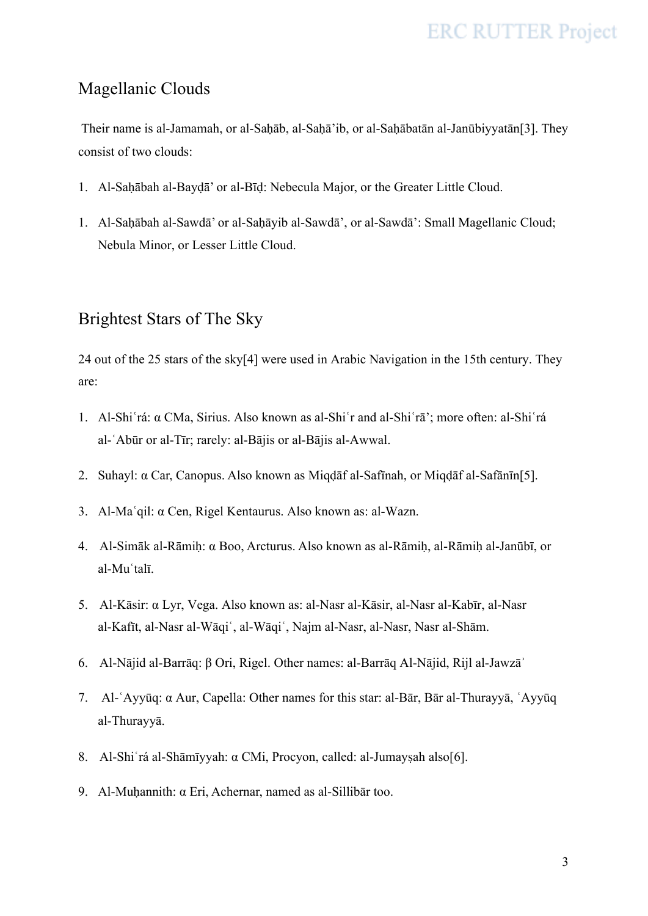## Magellanic Clouds

Their name is al-Jamamah, or al-Saḥāb, al-Saḥā'ib, or al-Saḥābatān al-Janūbiyyatān[3]. They consist of two clouds:

1. Al-Saḥābah al-Bayḍā' or al-Bīḍ: Nebecula Major, or the Greater Little Cloud.
1. Al-Saḥābah al-Sawdā' or al-Saḥāyib al-Sawdā', or al-Sawdā': Small Magellanic Cloud; Nebula Minor, or Lesser Little Cloud.

## Brightest Stars of The Sky

24 out of the 25 stars of the sky[4] were used in Arabic Navigation in the 15th century. They are:

1. Al-Shiʿrá: α CMa, Sirius. Also known as al-Shiʿr and al-Shiʿrā'; more often: al-Shiʿrá al-ʿAbūr or al-Tīr; rarely: al-Bājis or al-Bājis al-Awwal.
2. Suhayl: α Car, Canopus. Also known as Miqḍāf al-Safīnah, or Miqḍāf al-Safānīn[5].
3. Al-Maʿqil: α Cen, Rigel Kentaurus. Also known as: al-Wazn.
4. Al-Simāk al-Rāmiḥ: α Boo, Arcturus. Also known as al-Rāmiḥ, al-Rāmiḥ al-Janūbī, or al-Muʿtalī.
5. Al-Kāsir: α Lyr, Vega. Also known as: al-Nasr al-Kāsir, al-Nasr al-Kabīr, al-Nasr al-Kafīt, al-Nasr al-Wāqiʿ, al-Wāqiʿ, Najm al-Nasr, al-Nasr, Nasr al-Shām.
6. Al-Nājid al-Barrāq: β Ori, Rigel. Other names: al-Barrāq Al-Nājid, Rijl al-Jawzāʾ
7. Al-ʿAyyūq: α Aur, Capella: Other names for this star: al-Bār, Bār al-Thurayyā, ʿAyyūq al-Thurayyā.
8. Al-Shiʿrá al-Shāmīyyah: α CMi, Procyon, called: al-Jumayṣah also[6].
9. Al-Muḥannith: α Eri, Achernar, named as al-Sillibār too.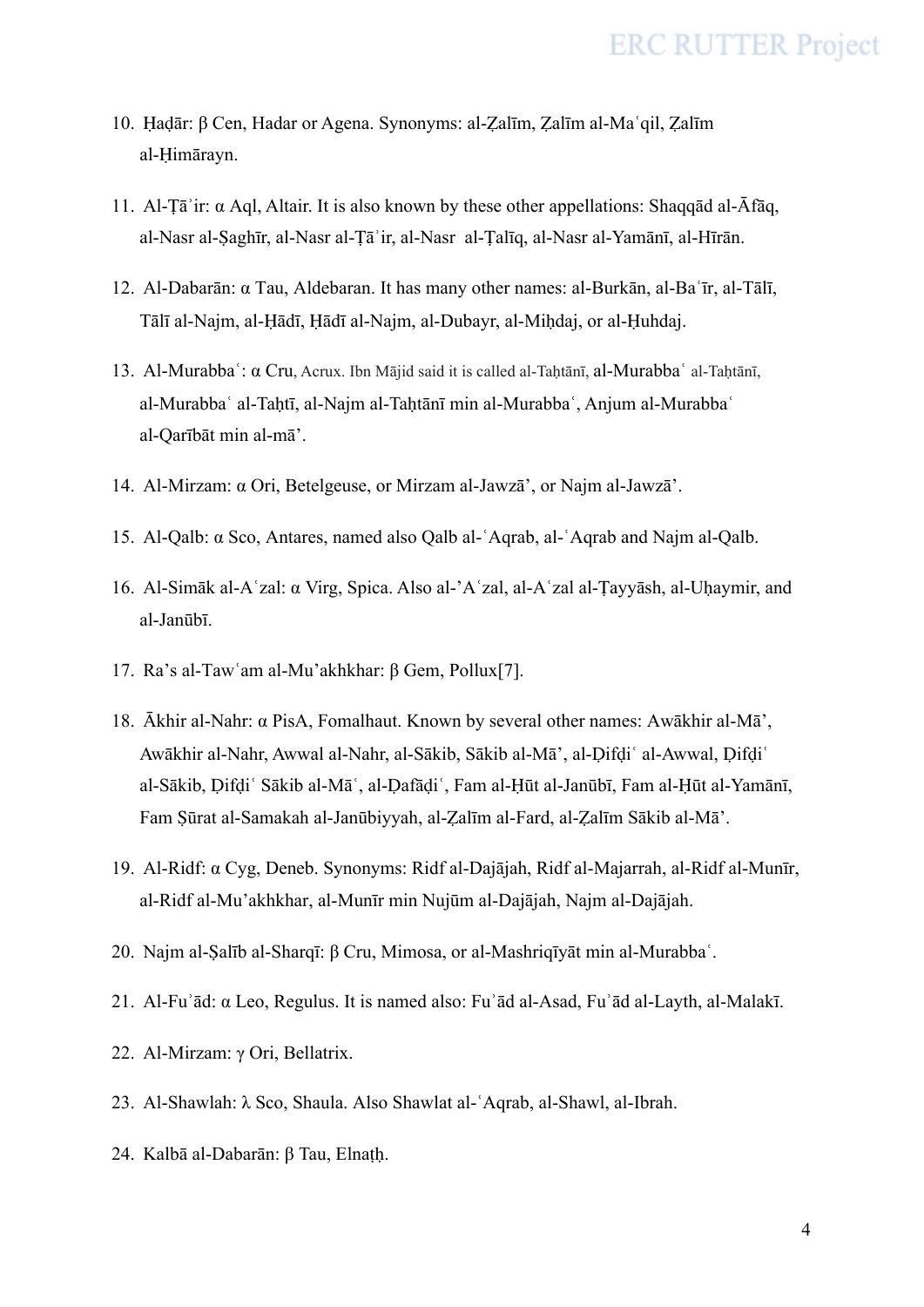10. Ḥaḍār: β Cen, Hadar or Agena. Synonyms: al-Ẓalīm, Ẓalīm al-Maʿqil, Ẓalīm al-Ḥimārayn.

11. Al-Ṭāʾir: α Aql, Altair. It is also known by these other appellations: Shaqqād al-Āfāq, al-Nasr al-Ṣaghīr, al-Nasr al-Ṭāʾir, al-Nasr al-Ṭalīq, al-Nasr al-Yamānī, al-Hīrān.

12. Al-Dabarān: α Tau, Aldebaran. It has many other names: al-Burkān, al-Baʿīr, al-Tālī, Tālī al-Najm, al-Ḥādī, Ḥādī al-Najm, al-Dubayr, al-Miḥdaj, or al-Ḥuhdaj.

13. Al-Murabbaʿ: α Cru, Acrux. Ibn Mājid said it is called al-Taḥtānī, al-Murabbaʿ al-Taḥtānī, al-Murabbaʿ al-Taḥtī, al-Najm al-Taḥtānī min al-Murabbaʿ, Anjum al-Murabbaʿ al-Qarībāt min al-mā'.

14. Al-Mirzam: α Ori, Betelgeuse, or Mirzam al-Jawzā', or Najm al-Jawzā'.

15. Al-Qalb: α Sco, Antares, named also Qalb al-ʿAqrab, al-ʿAqrab and Najm al-Qalb.

16. Al-Simāk al-Aʿzal: α Virg, Spica. Also al-'Aʿzal, al-Aʿzal al-Ṭayyāsh, al-Uḥaymir, and al-Janūbī.

17. Ra's al-Tawʿam al-Mu'akhkhar: β Gem, Pollux[7].

18. Ākhir al-Nahr: α PisA, Fomalhaut. Known by several other names: Awākhir al-Mā', Awākhir al-Nahr, Awwal al-Nahr, al-Sākib, Sākib al-Mā', al-Ḍifḍiʿ al-Awwal, Ḍifḍiʿ al-Sākib, Ḍifḍiʿ Sākib al-Māʿ, al-Ḍafāḍiʿ, Fam al-Ḥūt al-Janūbī, Fam al-Ḥūt al-Yamānī, Fam Ṣūrat al-Samakah al-Janūbiyyah, al-Ẓalīm al-Fard, al-Ẓalīm Sākib al-Mā'.

19. Al-Ridf: α Cyg, Deneb. Synonyms: Ridf al-Dajājah, Ridf al-Majarrah, al-Ridf al-Munīr, al-Ridf al-Mu'akhkhar, al-Munīr min Nujūm al-Dajājah, Najm al-Dajājah.

20. Najm al-Ṣalīb al-Sharqī: β Cru, Mimosa, or al-Mashriqīyāt min al-Murabbaʿ.

21. Al-Fuʾād: α Leo, Regulus. It is named also: Fuʾād al-Asad, Fuʾād al-Layth, al-Malakī.

22. Al-Mirzam: γ Ori, Bellatrix.

23. Al-Shawlah: λ Sco, Shaula. Also Shawlat al-ʿAqrab, al-Shawl, al-Ibrah.

24. Kalbā al-Dabarān: β Tau, Elnaṭḥ.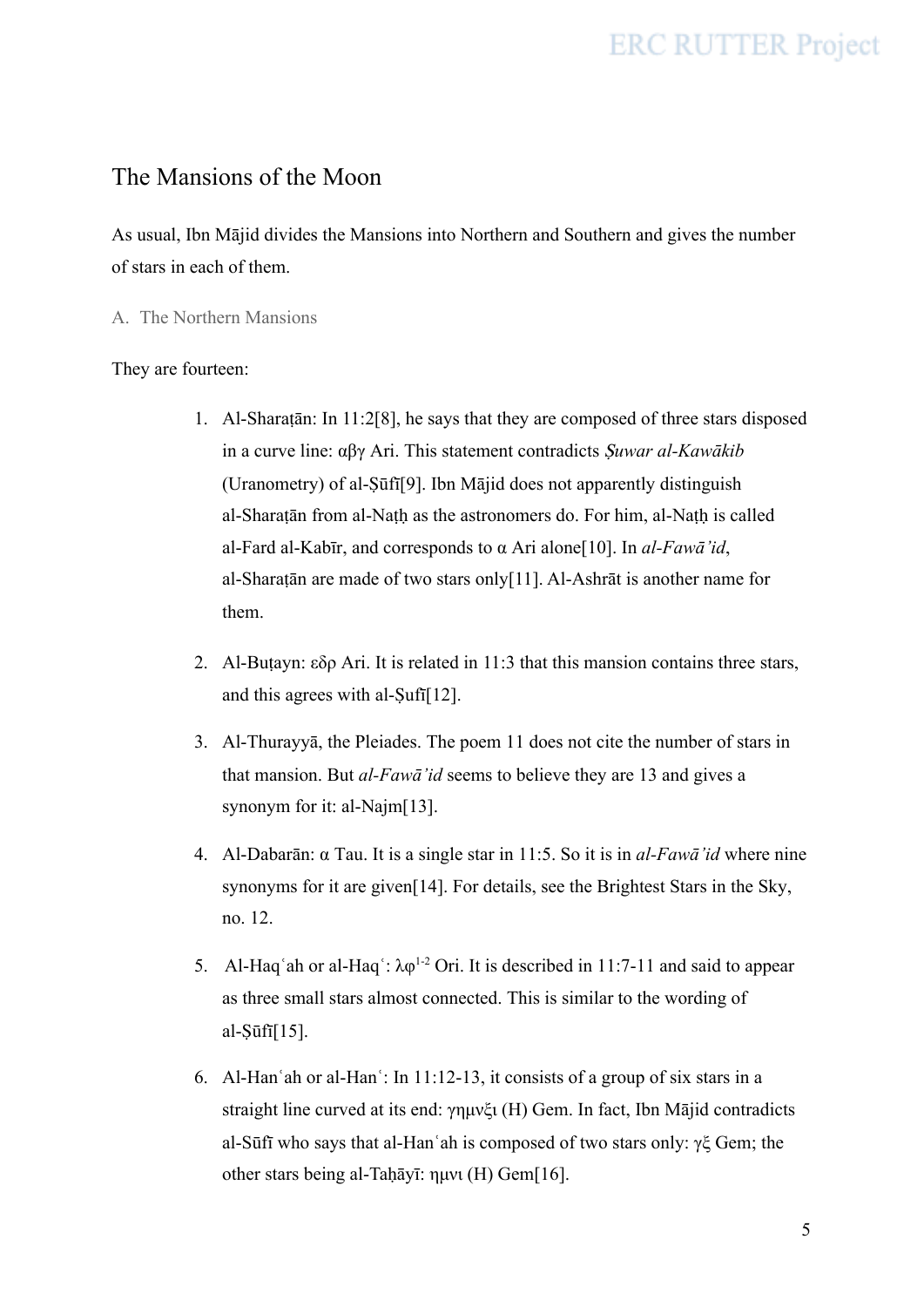## The Mansions of the Moon

As usual, Ibn Mājid divides the Mansions into Northern and Southern and gives the number of stars in each of them.

### A. The Northern Mansions

They are fourteen:

1. Al-Sharaṭān: In 11:2[8], he says that they are composed of three stars disposed in a curve line: αβγ Ari. This statement contradicts *Ṣuwar al-Kawākib* (Uranometry) of al-Ṣūfī[9]. Ibn Mājid does not apparently distinguish al-Sharaṭān from al-Naṭḥ as the astronomers do. For him, al-Naṭḥ is called al-Fard al-Kabīr, and corresponds to α Ari alone[10]. In *al-Fawā'id*, al-Sharaṭān are made of two stars only[11]. Al-Ashrāt is another name for them.

2. Al-Buṭayn: εδρ Ari. It is related in 11:3 that this mansion contains three stars, and this agrees with al-Ṣufī[12].

3. Al-Thurayyā, the Pleiades. The poem 11 does not cite the number of stars in that mansion. But *al-Fawā'id* seems to believe they are 13 and gives a synonym for it: al-Najm[13].

4. Al-Dabarān: α Tau. It is a single star in 11:5. So it is in *al-Fawā'id* where nine synonyms for it are given[14]. For details, see the Brightest Stars in the Sky, no. 12.

5. Al-Haqʿah or al-Haqʿ: $\lambda\varphi^{1\text{-}2}$ Ori. It is described in 11:7-11 and said to appear as three small stars almost connected. This is similar to the wording of al-Ṣūfī[15].

6. Al-Hanʿah or al-Hanʿ: In 11:12-13, it consists of a group of six stars in a straight line curved at its end: γημνξι (H) Gem. In fact, Ibn Mājid contradicts al-Sūfī who says that al-Hanʿah is composed of two stars only: γξ Gem; the other stars being al-Taḥāyī: ημνι (H) Gem[16].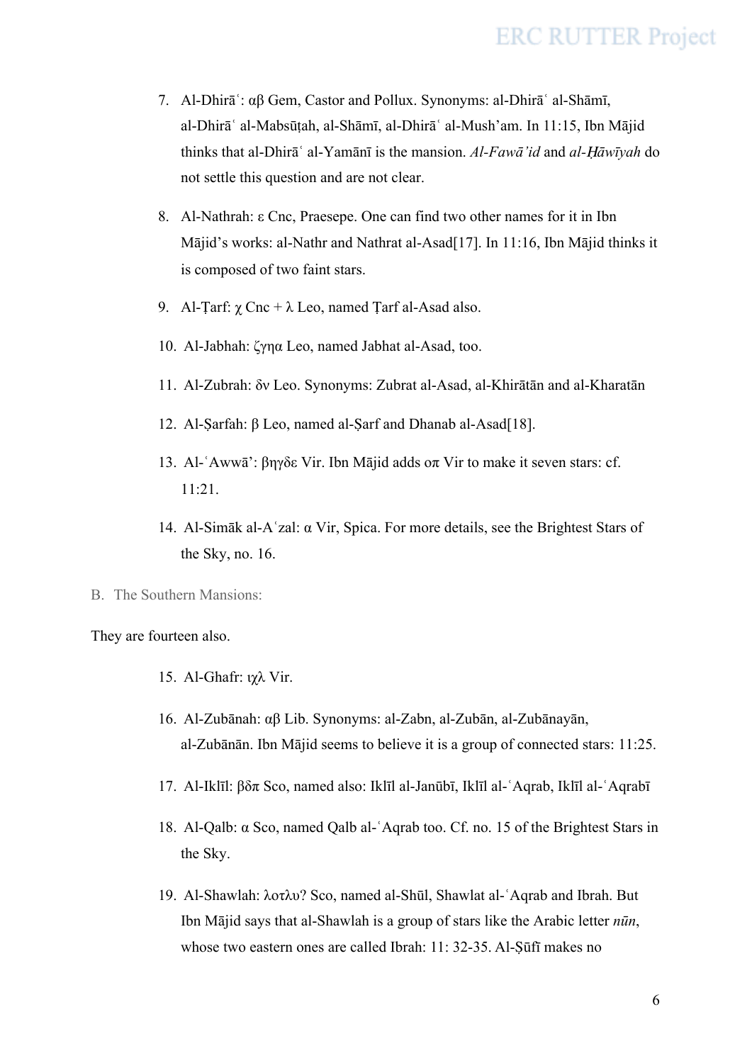7. Al-Dhirāʿ: αβ Gem, Castor and Pollux. Synonyms: al-Dhirāʿ al-Shāmī, al-Dhirāʿ al-Mabsūṭah, al-Shāmī, al-Dhirāʿ al-Mush'am. In 11:15, Ibn Mājid thinks that al-Dhirāʿ al-Yamānī is the mansion. *Al-Fawā'id* and *al-Ḥāwīyah* do not settle this question and are not clear.

8. Al-Nathrah: ε Cnc, Praesepe. One can find two other names for it in Ibn Mājid's works: al-Nathr and Nathrat al-Asad[17]. In 11:16, Ibn Mājid thinks it is composed of two faint stars.

9. Al-Ṭarf: χ Cnc + λ Leo, named Ṭarf al-Asad also.

10. Al-Jabhah: ζγηα Leo, named Jabhat al-Asad, too.

11. Al-Zubrah: δν Leo. Synonyms: Zubrat al-Asad, al-Khirātān and al-Kharatān

12. Al-Ṣarfah: β Leo, named al-Ṣarf and Dhanab al-Asad[18].

13. Al-ʿAwwā': βηγδε Vir. Ibn Mājid adds οπ Vir to make it seven stars: cf. 11:21.

14. Al-Simāk al-Aʿzal: α Vir, Spica. For more details, see the Brightest Stars of the Sky, no. 16.

B. The Southern Mansions:

They are fourteen also.

15. Al-Ghafr: ιχλ Vir.

16. Al-Zubānah: αβ Lib. Synonyms: al-Zabn, al-Zubān, al-Zubānayān, al-Zubānān. Ibn Mājid seems to believe it is a group of connected stars: 11:25.

17. Al-Iklīl: βδπ Sco, named also: Iklīl al-Janūbī, Iklīl al-ʿAqrab, Iklīl al-ʿAqrabī

18. Al-Qalb: α Sco, named Qalb al-ʿAqrab too. Cf. no. 15 of the Brightest Stars in the Sky.

19. Al-Shawlah: λοτλυ? Sco, named al-Shūl, Shawlat al-ʿAqrab and Ibrah. But Ibn Mājid says that al-Shawlah is a group of stars like the Arabic letter *nūn*, whose two eastern ones are called Ibrah: 11: 32-35. Al-Ṣūfī makes no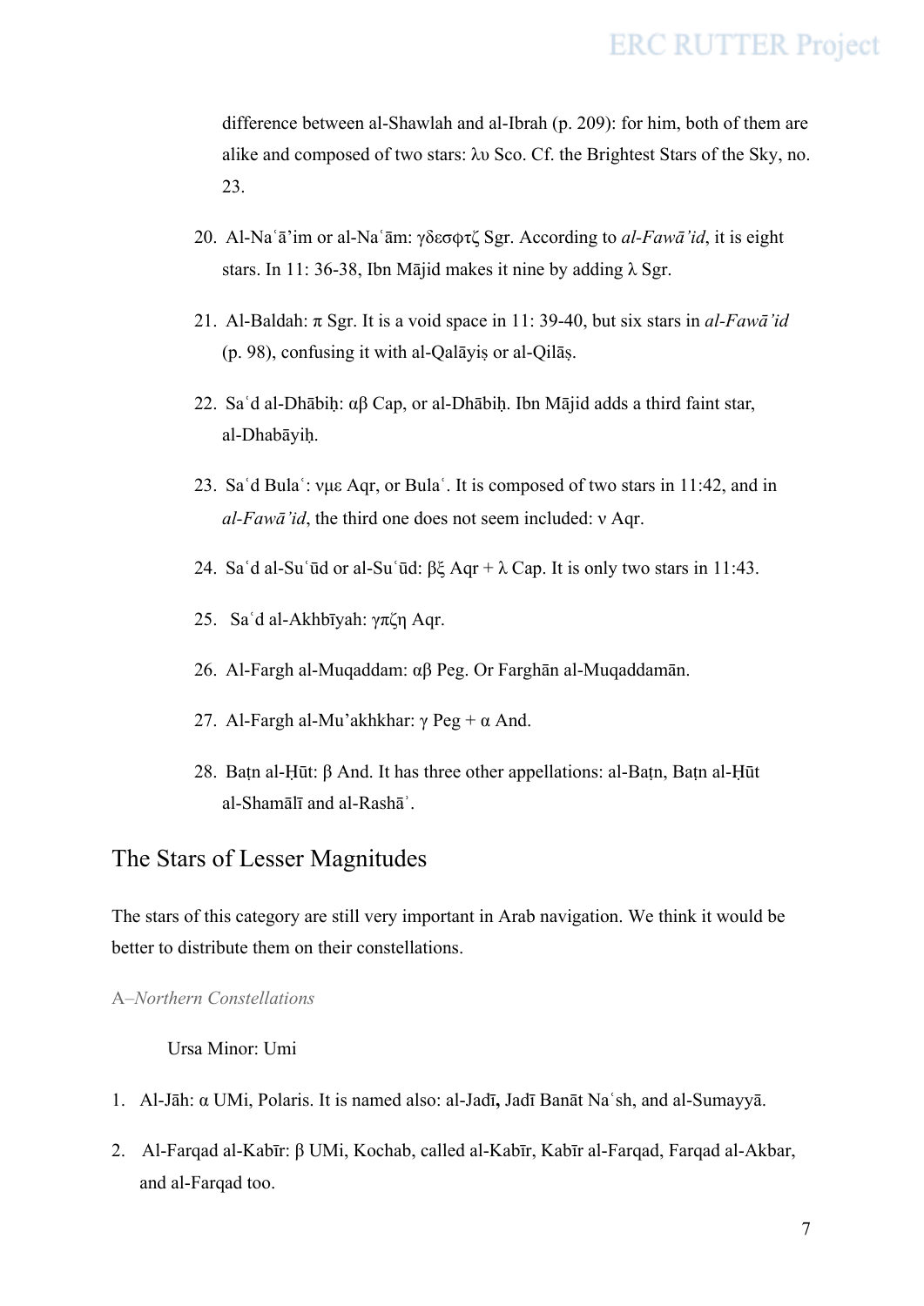difference between al-Shawlah and al-Ibrah (p. 209): for him, both of them are alike and composed of two stars: λυ Sco. Cf. the Brightest Stars of the Sky, no. 23.

20. Al-Naʿā'im or al-Naʿām: γδεσφτζ Sgr. According to *al-Fawā'id*, it is eight stars. In 11: 36-38, Ibn Mājid makes it nine by adding λ Sgr.

21. Al-Baldah: π Sgr. It is a void space in 11: 39-40, but six stars in *al-Fawā'id* (p. 98), confusing it with al-Qalāyiṣ or al-Qilāṣ.

22. Saʿd al-Dhābiḥ: αβ Cap, or al-Dhābiḥ. Ibn Mājid adds a third faint star, al-Dhabāyiḥ.

23. Saʿd Bulaʿ: νμε Aqr, or Bulaʿ. It is composed of two stars in 11:42, and in *al-Fawā'id*, the third one does not seem included: ν Aqr.

24. Saʿd al-Suʿūd or al-Suʿūd: βξ Aqr + λ Cap. It is only two stars in 11:43.

25. Saʿd al-Akhbīyah: γπζη Aqr.

26. Al-Fargh al-Muqaddam: αβ Peg. Or Farghān al-Muqaddamān.

27. Al-Fargh al-Mu'akhkhar: γ Peg + α And.

28. Baṭn al-Ḥūt: β And. It has three other appellations: al-Baṭn, Baṭn al-Ḥūt al-Shamālī and al-Rashāʾ.

## The Stars of Lesser Magnitudes

The stars of this category are still very important in Arab navigation. We think it would be better to distribute them on their constellations.

### A–*Northern Constellations*

Ursa Minor: Umi

1. Al-Jāh: α UMi, Polaris. It is named also: al-Jadī, Jadī Banāt Naʿsh, and al-Sumayyā.

2. Al-Farqad al-Kabīr: β UMi, Kochab, called al-Kabīr, Kabīr al-Farqad, Farqad al-Akbar, and al-Farqad too.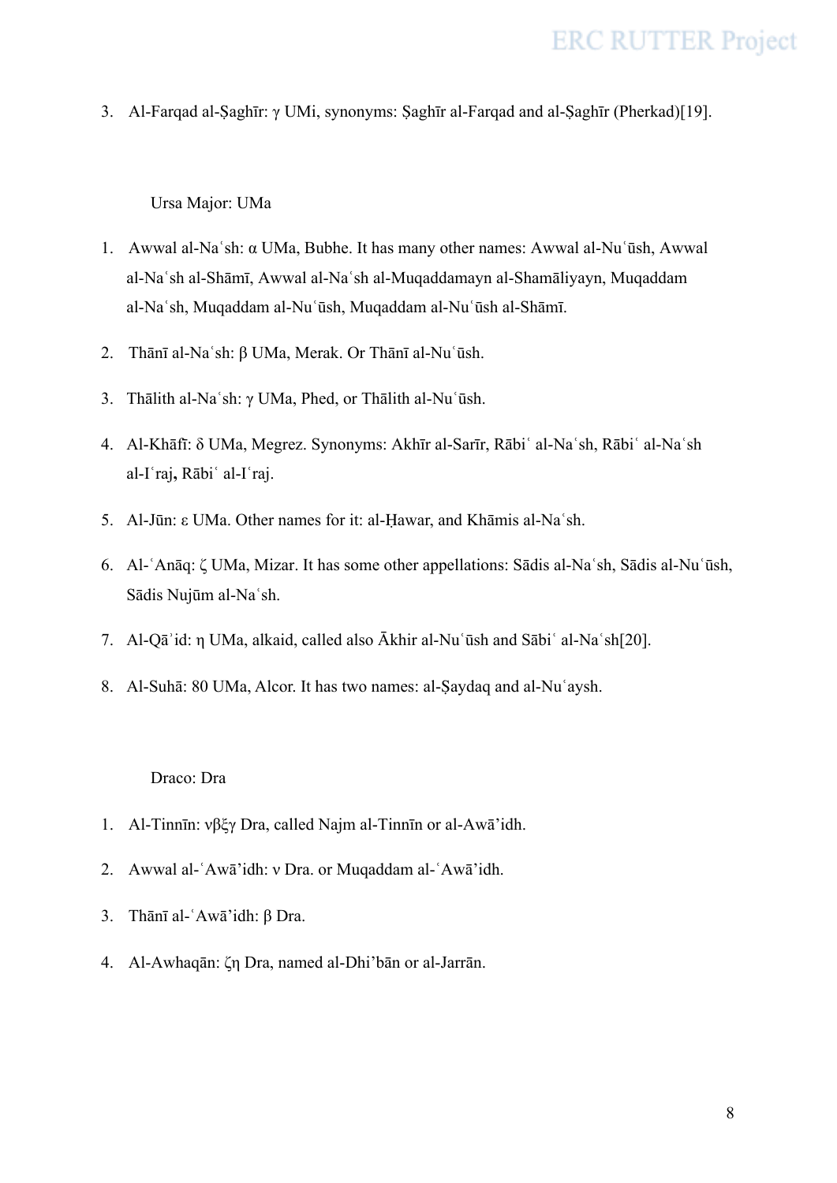3. Al-Farqad al-Ṣaghīr: γ UMi, synonyms: Ṣaghīr al-Farqad and al-Ṣaghīr (Pherkad)[19].

Ursa Major: UMa

1. Awwal al-Naʿsh: α UMa, Bubhe. It has many other names: Awwal al-Nuʿūsh, Awwal al-Naʿsh al-Shāmī, Awwal al-Naʿsh al-Muqaddamayn al-Shamāliyayn, Muqaddam al-Naʿsh, Muqaddam al-Nuʿūsh, Muqaddam al-Nuʿūsh al-Shāmī.
2. Thānī al-Naʿsh: β UMa, Merak. Or Thānī al-Nuʿūsh.
3. Thālith al-Naʿsh: γ UMa, Phed, or Thālith al-Nuʿūsh.
4. Al-Khāfī: δ UMa, Megrez. Synonyms: Akhīr al-Sarīr, Rābiʿ al-Naʿsh, Rābiʿ al-Naʿsh al-Iʿraj, Rābiʿ al-Iʿraj.
5. Al-Jūn: ε UMa. Other names for it: al-Ḥawar, and Khāmis al-Naʿsh.
6. Al-ʿAnāq: ζ UMa, Mizar. It has some other appellations: Sādis al-Naʿsh, Sādis al-Nuʿūsh, Sādis Nujūm al-Naʿsh.
7. Al-Qāʾid: η UMa, alkaid, called also Ākhir al-Nuʿūsh and Sābiʿ al-Naʿsh[20].
8. Al-Suhā: 80 UMa, Alcor. It has two names: al-Ṣaydaq and al-Nuʿaysh.

Draco: Dra

1. Al-Tinnīn: νβξγ Dra, called Najm al-Tinnīn or al-Awāʾidh.
2. Awwal al-ʿAwāʾidh: ν Dra. or Muqaddam al-ʿAwāʾidh.
3. Thānī al-ʿAwāʾidh: β Dra.
4. Al-Awhaqān: ζη Dra, named al-Dhiʾbān or al-Jarrān.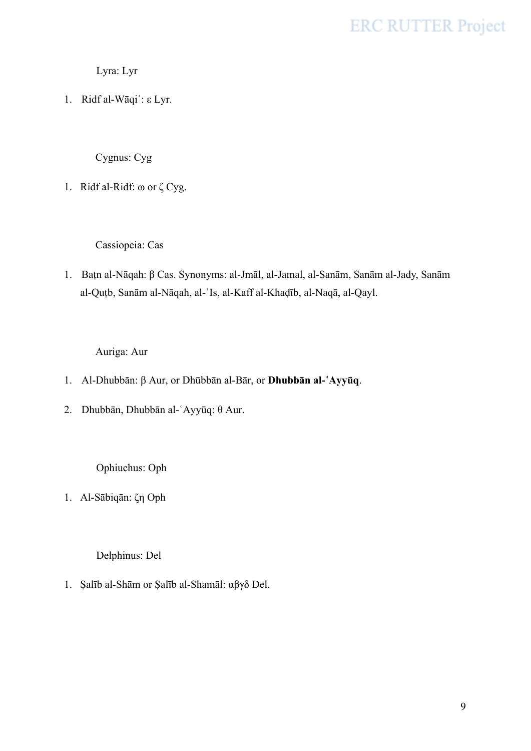Lyra: Lyr

1. Ridf al-Wāqiʿ: ε Lyr.

Cygnus: Cyg

1. Ridf al-Ridf: ω or ζ Cyg.

Cassiopeia: Cas

1. Baṭn al-Nāqah: β Cas. Synonyms: al-Jmāl, al-Jamal, al-Sanām, Sanām al-Jady, Sanām al-Quṭb, Sanām al-Nāqah, al-ʿIs, al-Kaff al-Khaḍīb, al-Naqā, al-Qayl.

Auriga: Aur

1. Al-Dhubbān: β Aur, or Dhūbbān al-Bār, or **Dhubbān al-ʿAyyūq**.
2. Dhubbān, Dhubbān al-ʿAyyūq: θ Aur.

Ophiuchus: Oph

1. Al-Sābiqān: ζη Oph

Delphinus: Del

1. Ṣalīb al-Shām or Ṣalīb al-Shamāl: αβγδ Del.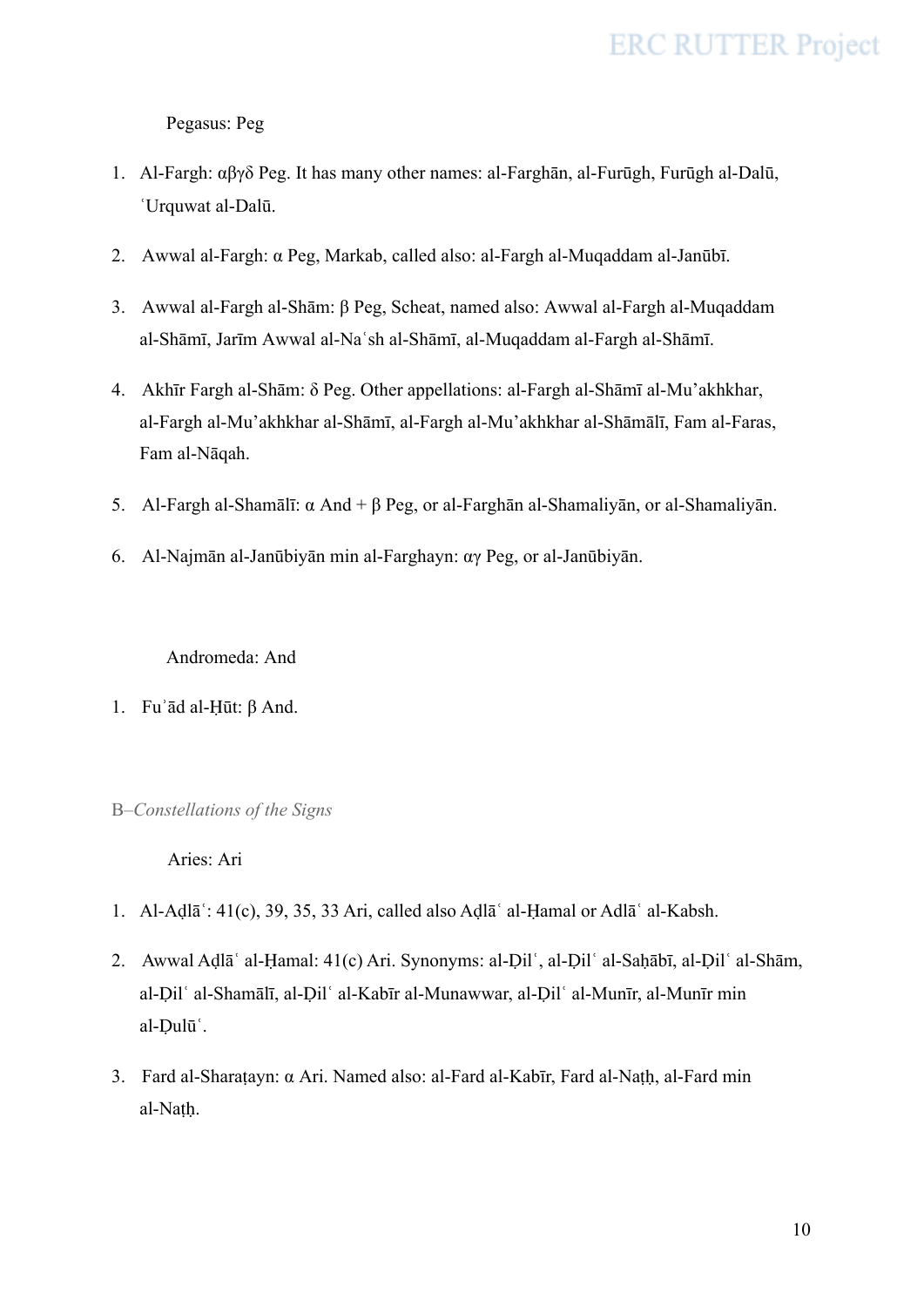Pegasus: Peg

1. Al-Fargh: αβγδ Peg. It has many other names: al-Farghān, al-Furūgh, Furūgh al-Dalū, ʿUrquwat al-Dalū.

2. Awwal al-Fargh: α Peg, Markab, called also: al-Fargh al-Muqaddam al-Janūbī.

3. Awwal al-Fargh al-Shām: β Peg, Scheat, named also: Awwal al-Fargh al-Muqaddam al-Shāmī, Jarīm Awwal al-Naʿsh al-Shāmī, al-Muqaddam al-Fargh al-Shāmī.

4. Akhīr Fargh al-Shām: δ Peg. Other appellations: al-Fargh al-Shāmī al-Mu'akhkhar, al-Fargh al-Mu'akhkhar al-Shāmī, al-Fargh al-Mu'akhkhar al-Shāmālī, Fam al-Faras, Fam al-Nāqah.

5. Al-Fargh al-Shamālī: α And + β Peg, or al-Farghān al-Shamaliyān, or al-Shamaliyān.

6. Al-Najmān al-Janūbiyān min al-Farghayn: αγ Peg, or al-Janūbiyān.

Andromeda: And

1. Fuʾād al-Ḥūt: β And.

B–*Constellations of the Signs*

Aries: Ari

1. Al-Aḍlāʿ: 41(c), 39, 35, 33 Ari, called also Aḍlāʿ al-Ḥamal or Adlāʿ al-Kabsh.

2. Awwal Aḍlāʿ al-Ḥamal: 41(c) Ari. Synonyms: al-Ḍilʿ, al-Ḍilʿ al-Saḥābī, al-Ḍilʿ al-Shām, al-Ḍilʿ al-Shamālī, al-Ḍilʿ al-Kabīr al-Munawwar, al-Ḍilʿ al-Munīr, al-Munīr min al-Ḍulūʿ.

3. Fard al-Sharaṭayn: α Ari. Named also: al-Fard al-Kabīr, Fard al-Naṭḥ, al-Fard min al-Naṭḥ.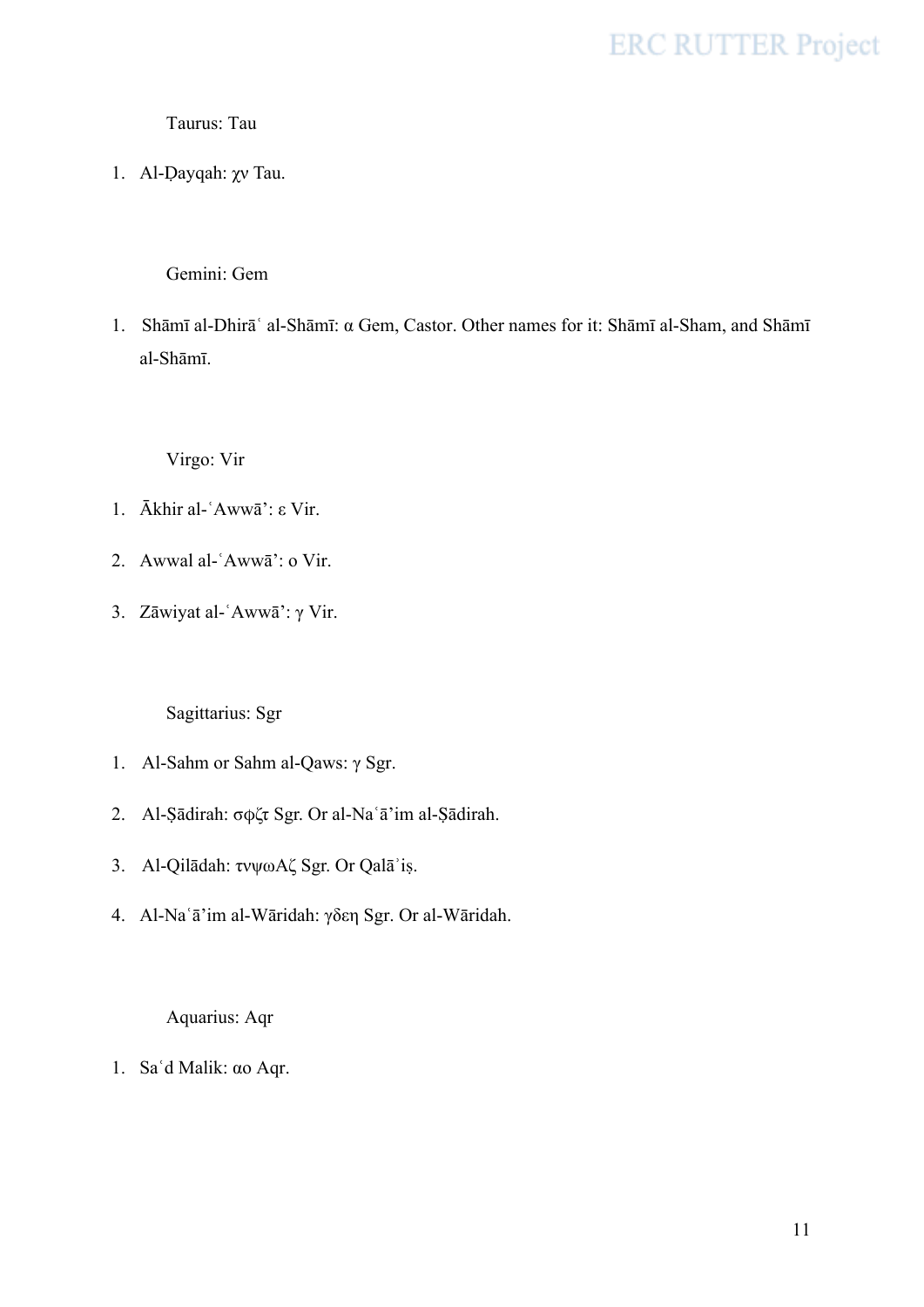Taurus: Tau

1. Al-Ḍayqah: χν Tau.

Gemini: Gem

1. Shāmī al-Dhirāʿ al-Shāmī: α Gem, Castor. Other names for it: Shāmī al-Sham, and Shāmī al-Shāmī.

Virgo: Vir

1. Ākhir al-ʿAwwā’: ε Vir.
2. Awwal al-ʿAwwā’: ο Vir.
3. Zāwiyat al-ʿAwwā’: γ Vir.

Sagittarius: Sgr

1. Al-Sahm or Sahm al-Qaws: γ Sgr.
2. Al-Ṣādirah: σφζτ Sgr. Or al-Naʿā’im al-Ṣādirah.
3. Al-Qilādah: τνψωAζ Sgr. Or Qalāʾiṣ.
4. Al-Naʿā’im al-Wāridah: γδεη Sgr. Or al-Wāridah.

Aquarius: Aqr

1. Saʿd Malik: αο Aqr.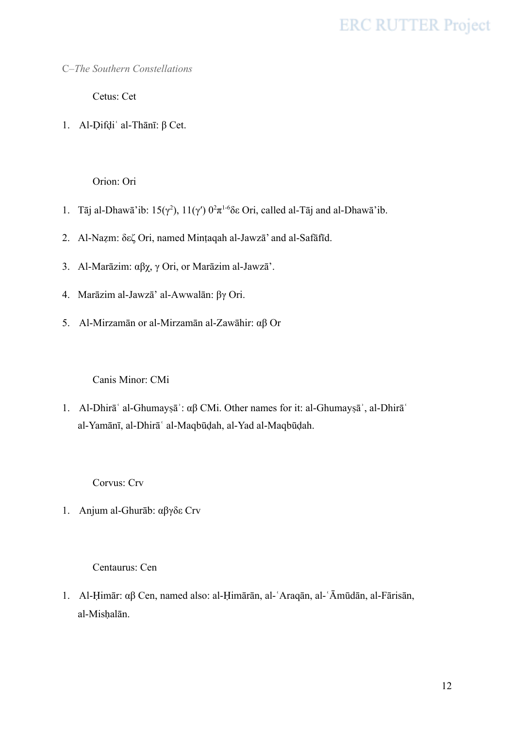*C–The Southern Constellations*

Cetus: Cet

1. Al-Ḍifḍiʿ al-Thānī: β Cet.

Orion: Ori

1. Tāj al-Dhawā'ib: 15($\gamma^2$), 11($\gamma'$) $0^2\pi^{1\text{-}6}\delta\epsilon$ Ori, called al-Tāj and al-Dhawā'ib.
2. Al-Naẓm: δεζ Ori, named Minṭaqah al-Jawzā' and al-Safāfīd.
3. Al-Marāzim: αβχ, γ Ori, or Marāzim al-Jawzā'.
4. Marāzim al-Jawzā' al-Awwalān: βγ Ori.
5. Al-Mirzamān or al-Mirzamān al-Zawāhir: αβ Or

Canis Minor: CMi

1. Al-Dhirāʿ al-Ghumayṣāʾ: αβ CMi. Other names for it: al-Ghumayṣāʾ, al-Dhirāʿ al-Yamānī, al-Dhirāʿ al-Maqbūḍah, al-Yad al-Maqbūḍah.

Corvus: Crv

1. Anjum al-Ghurāb: αβγδε Crv

Centaurus: Cen

1. Al-Ḥimār: αβ Cen, named also: al-Ḥimārān, al-ʿAraqān, al-ʿĀmūdān, al-Fārisān, al-Misḥalān.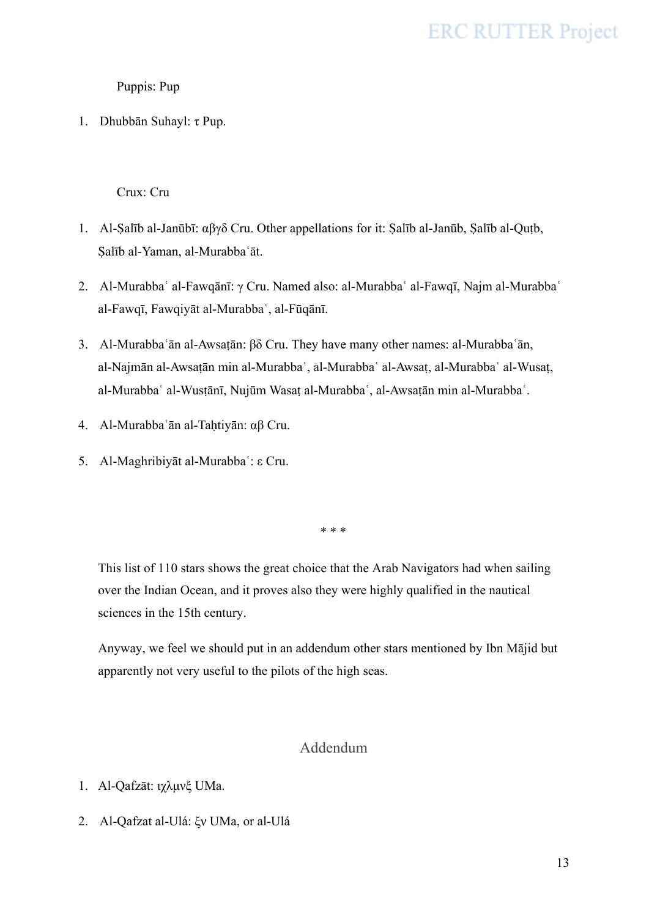Puppis: Pup

1. Dhubbān Suhayl: τ Pup.

Crux: Cru

1. Al-Ṣalīb al-Janūbī: αβγδ Cru. Other appellations for it: Ṣalīb al-Janūb, Ṣalīb al-Quṭb, Ṣalīb al-Yaman, al-Murabbaʿāt.
2. Al-Murabbaʿ al-Fawqānī: γ Cru. Named also: al-Murabbaʿ al-Fawqī, Najm al-Murabbaʿ al-Fawqī, Fawqiyāt al-Murabbaʿ, al-Fūqānī.
3. Al-Murabbaʿān al-Awsaṭān: βδ Cru. They have many other names: al-Murabbaʿān, al-Najmān al-Awsaṭān min al-Murabbaʿ, al-Murabbaʿ al-Awsaṭ, al-Murabbaʿ al-Wusaṭ, al-Murabbaʿ al-Wusṭānī, Nujūm Wasaṭ al-Murabbaʿ, al-Awsaṭān min al-Murabbaʿ.
4. Al-Murabbaʿān al-Taḥtiyān: αβ Cru.
5. Al-Maghribiyāt al-Murabbaʿ: ε Cru.

\* \* \*

This list of 110 stars shows the great choice that the Arab Navigators had when sailing over the Indian Ocean, and it proves also they were highly qualified in the nautical sciences in the 15th century.

Anyway, we feel we should put in an addendum other stars mentioned by Ibn Mājid but apparently not very useful to the pilots of the high seas.

## Addendum

1. Al-Qafzāt: ιχλμνξ UMa.
2. Al-Qafzat al-Ulá: ξν UMa, or al-Ulá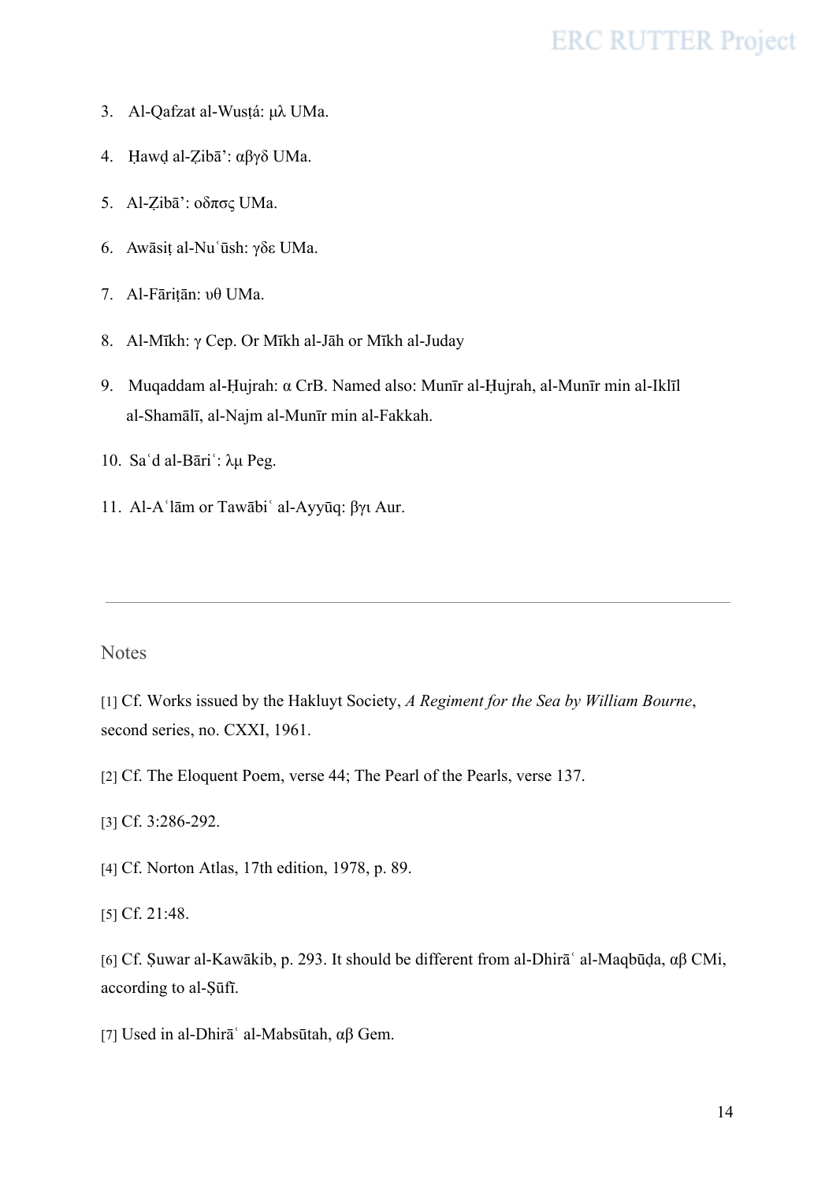3. Al-Qafzat al-Wusṭá: μλ UMa.

4. Ḥawḍ al-Ẓibā’: αβγδ UMa.

5. Al-Ẓibā’: οδπσς UMa.

6. Awāsiṭ al-Nuʿūsh: γδε UMa.

7. Al-Fāriṭān: υθ UMa.

8. Al-Mīkh: γ Cep. Or Mīkh al-Jāh or Mīkh al-Juday

9. Muqaddam al-Ḥujrah: α CrB. Named also: Munīr al-Ḥujrah, al-Munīr min al-Iklīl al-Shamālī, al-Najm al-Munīr min al-Fakkah.

10. Saʿd al-Bāriʿ: λμ Peg.

11. Al-Aʿlām or Tawābiʿ al-Ayyūq: βγι Aur.

---

Notes

[1] Cf. Works issued by the Hakluyt Society, *A Regiment for the Sea by William Bourne*, second series, no. CXXI, 1961.

[2] Cf. The Eloquent Poem, verse 44; The Pearl of the Pearls, verse 137.

[3] Cf. 3:286-292.

[4] Cf. Norton Atlas, 17th edition, 1978, p. 89.

[5] Cf. 21:48.

[6] Cf. Ṣuwar al-Kawākib, p. 293. It should be different from al-Dhirāʿ al-Maqbūḍa, αβ CMi, according to al-Ṣūfī.

[7] Used in al-Dhirāʿ al-Mabsūtah, αβ Gem.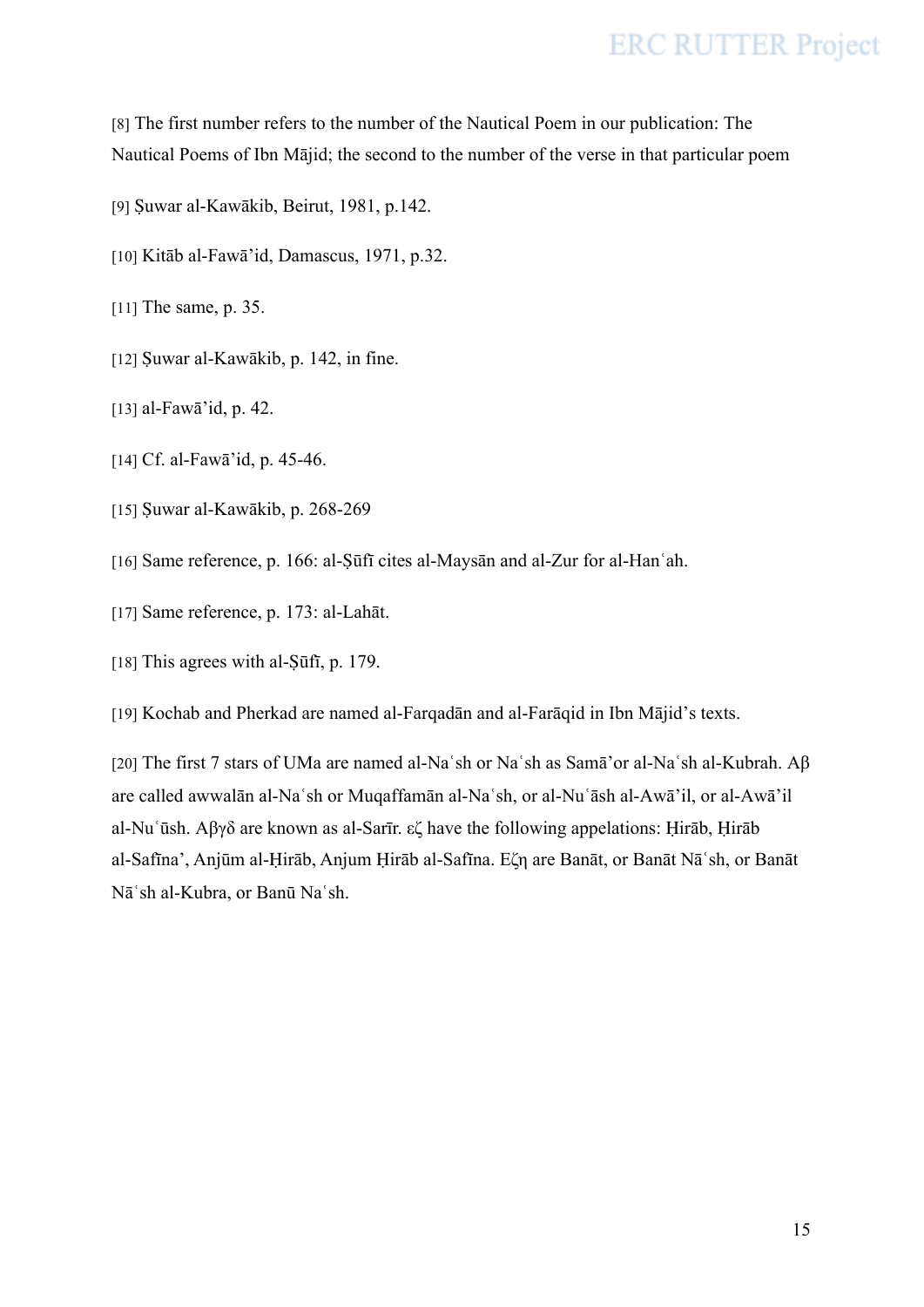[8] The first number refers to the number of the Nautical Poem in our publication: The Nautical Poems of Ibn Mājid; the second to the number of the verse in that particular poem

[9] Ṣuwar al-Kawākib, Beirut, 1981, p.142.

[10] Kitāb al-Fawā'id, Damascus, 1971, p.32.

[11] The same, p. 35.

[12] Ṣuwar al-Kawākib, p. 142, in fine.

[13] al-Fawā'id, p. 42.

[14] Cf. al-Fawā'id, p. 45-46.

[15] Ṣuwar al-Kawākib, p. 268-269

[16] Same reference, p. 166: al-Ṣūfī cites al-Maysān and al-Zur for al-Hanʿah.

[17] Same reference, p. 173: al-Lahāt.

[18] This agrees with al-Ṣūfī, p. 179.

[19] Kochab and Pherkad are named al-Farqadān and al-Farāqid in Ibn Mājid's texts.

[20] The first 7 stars of UMa are named al-Naʿsh or Naʿsh as Samā'or al-Naʿsh al-Kubrah. Aβ are called awwalān al-Naʿsh or Muqaffamān al-Naʿsh, or al-Nuʿāsh al-Awā'il, or al-Awā'il al-Nuʿūsh. Aβγδ are known as al-Sarīr. εζ have the following appelations: Ḥirāb, Ḥirāb al-Safīna', Anjūm al-Ḥirāb, Anjum Ḥirāb al-Safīna. Eζη are Banāt, or Banāt Nāʿsh, or Banāt Nāʿsh al-Kubra, or Banū Naʿsh.